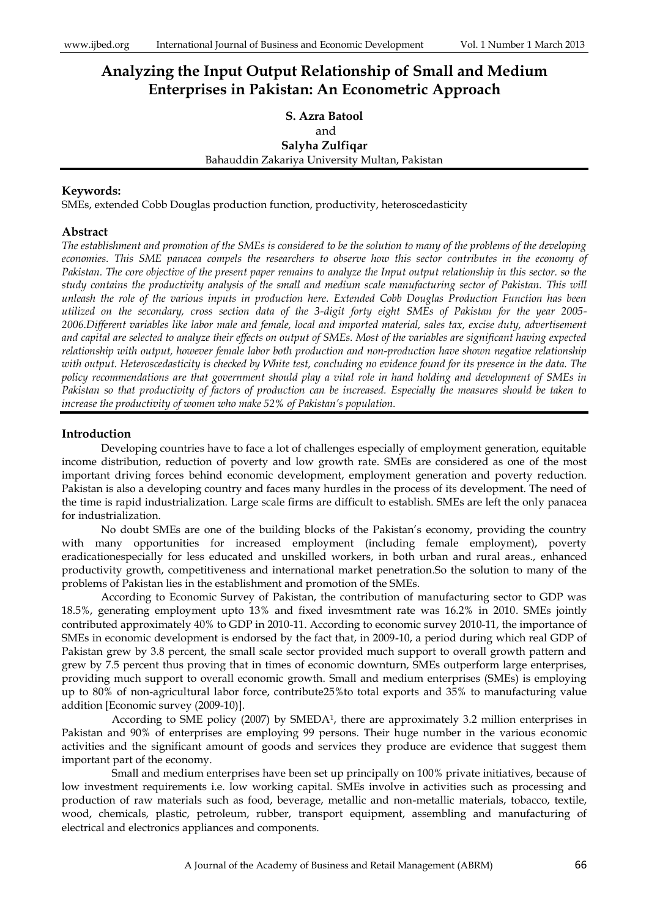# Analyzing the Input Output Relationship of Small and Medium Enterprises in Pakistan: An Econometric Approach

**S. Azra Batool**

and

**Salyha Zulfiqar**

Bahauddin Zakariya University Multan, Pakistan

## Keywords:

SMEs, extended Cobb Douglas production function, productivity, heteroscedasticity

## Abstract

*The establishment and promotion of the SMEs is considered to be the solution to many of the problems of the developing economies. This SME panacea compels the researchers to observe how this sector contributes in the economy of Pakistan. The core objective of the present paper remains to analyze the Input output relationship in this sector. so the study contains the productivity analysis of the small and medium scale manufacturing sector of Pakistan. This will unleash the role of the various inputs in production here. Extended Cobb Douglas Production Function has been utilized on the secondary, cross section data of the 3-digit forty eight SMEs of Pakistan for the year 2005-2006.Different variables like labor male and female, local and imported material, sales tax, excise duty, advertisement and capital are selected to analyze their effects on output of SMEs. Most of the variables are significant having expected relationship with output, however female labor both production and non-production have shown negative relationship with output. Heteroscedasticity is checked by White test, concluding no evidence found for its presence in the data. The policy recommendations are that government should play a vital role in hand holding and development of SMEs in Pakistan so that productivity of factors of production can be increased. Especially the measures should be taken to increase the productivity of women who make 52% of Pakistan's population.*

## Introduction

Developing countries have to face a lot of challenges especially of employment generation, equitable income distribution, reduction of poverty and low growth rate. SMEs are considered as one of the most important driving forces behind economic development, employment generation and poverty reduction. Pakistan is also a developing country and faces many hurdles in the process of its development. The need of the time is rapid industrialization. Large scale firms are difficult to establish. SMEs are left the only panacea for industrialization.

No doubt SMEs are one of the building blocks of the Pakistan's economy, providing the country with many opportunities for increased employment (including female employment), poverty eradicationespecially for less educated and unskilled workers, in both urban and rural areas., enhanced productivity growth, competitiveness and international market penetration.So the solution to many of the problems of Pakistan lies in the establishment and promotion of the SMEs.

According to Economic Survey of Pakistan, the contribution of manufacturing sector to GDP was 18.5%, generating employment upto 13% and fixed invesmtment rate was 16.2% in 2010. SMEs jointly contributed approximately 40% to GDP in 2010-11. According to economic survey 2010-11, the importance of SMEs in economic development is endorsed by the fact that, in 2009-10, a period during which real GDP of Pakistan grew by 3.8 percent, the small scale sector provided much support to overall growth pattern and grew by 7.5 percent thus proving that in times of economic downturn, SMEs outperform large enterprises, providing much support to overall economic growth. Small and medium enterprises (SMEs) is employing up to 80% of non-agricultural labor force, contribute25%to total exports and 35% to manufacturing value addition [Economic survey (2009-10)].

According to SME policy (2007) by SMEDA[1], there are approximately 3.2 million enterprises in Pakistan and 90% of enterprises are employing 99 persons. Their huge number in the various economic activities and the significant amount of goods and services they produce are evidence that suggest them important part of the economy.

Small and medium enterprises have been set up principally on 100% private initiatives, because of low investment requirements i.e. low working capital. SMEs involve in activities such as processing and production of raw materials such as food, beverage, metallic and non-metallic materials, tobacco, textile, wood, chemicals, plastic, petroleum, rubber, transport equipment, assembling and manufacturing of electrical and electronics appliances and components.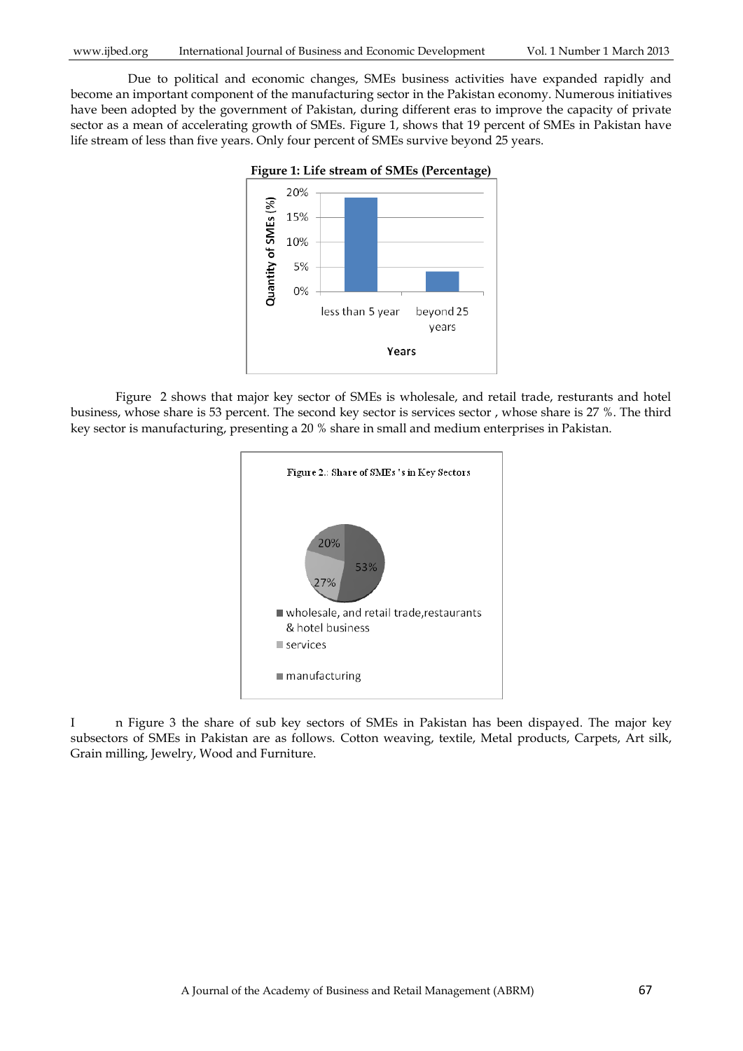Due to political and economic changes, SMEs business activities have expanded rapidly and become an important component of the manufacturing sector in the Pakistan economy. Numerous initiatives have been adopted by the government of Pakistan, during different eras to improve the capacity of private sector as a mean of accelerating growth of SMEs. Figure 1, shows that 19 percent of SMEs in Pakistan have life stream of less than five years. Only four percent of SMEs survive beyond 25 years.

**Figure 1: Life stream of SMEs (Percentage)**

Figure 2 shows that major key sector of SMEs is wholesale, and retail trade, resturants and hotel business, whose share is 53 percent. The second key sector is services sector , whose share is 27 %. The third key sector is manufacturing, presenting a 20 % share in small and medium enterprises in Pakistan.

Figure 2.: Share of SMEs 's in Key Sectors

In Figure 3 the share of sub key sectors of SMEs in Pakistan has been dispayed. The major key subsectors of SMEs in Pakistan are as follows. Cotton weaving, textile, Metal products, Carpets, Art silk, Grain milling, Jewelry, Wood and Furniture.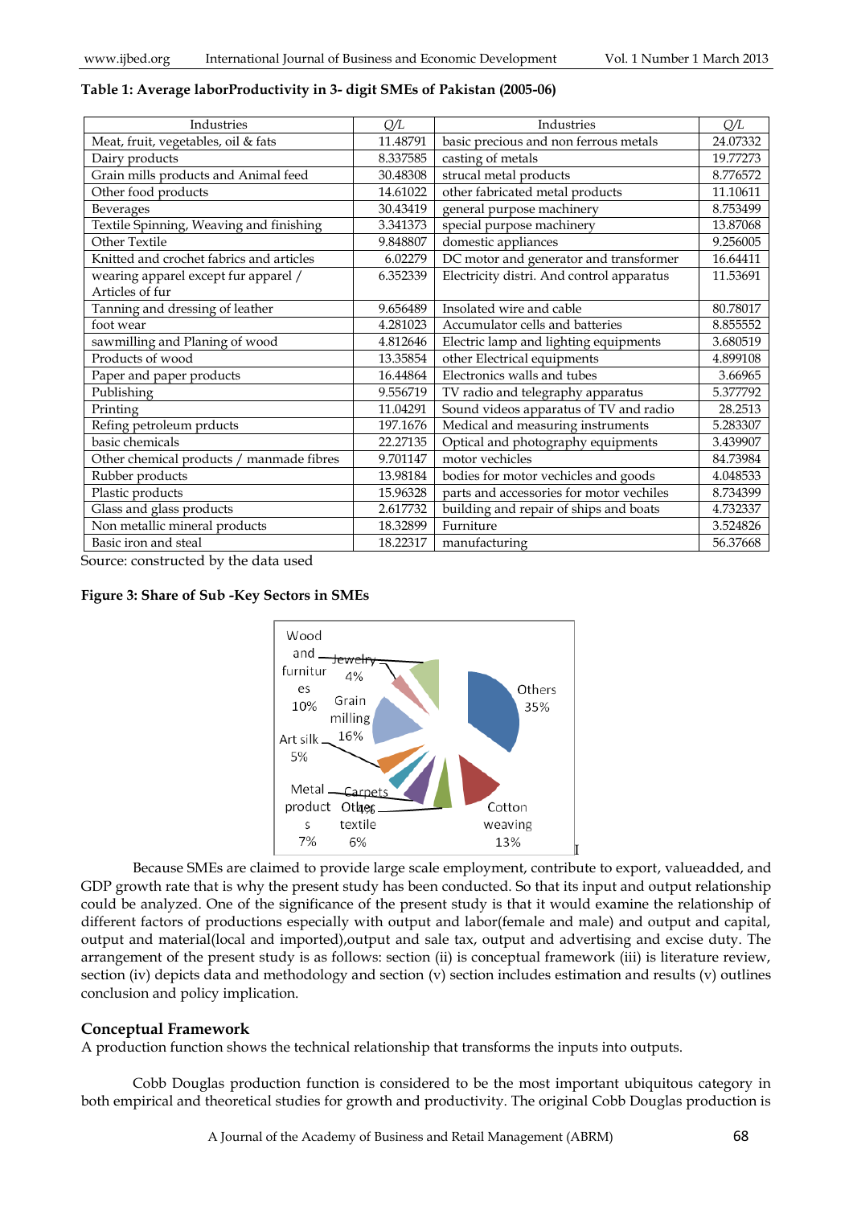**Table 1: Average laborProductivity in 3- digit SMEs of Pakistan (2005-06)**

| Industries | Q/L | Industries | Q/L |
|---|---|---|---|
| Meat, fruit, vegetables, oil & fats | 11.48791 | basic precious and non ferrous metals | 24.07332 |
| Dairy products | 8.337585 | casting of metals | 19.77273 |
| Grain mills products and Animal feed | 30.48308 | strucal metal products | 8.776572 |
| Other food products | 14.61022 | other fabricated metal products | 11.10611 |
| Beverages | 30.43419 | general purpose machinery | 8.753499 |
| Textile Spinning, Weaving and finishing | 3.341373 | special purpose machinery | 13.87068 |
| Other Textile | 9.848807 | domestic appliances | 9.256005 |
| Knitted and crochet fabrics and articles | 6.02279 | DC motor and generator and transformer | 16.64411 |
| wearing apparel except fur apparel / Articles of fur | 6.352339 | Electricity distri. And control apparatus | 11.53691 |
| Tanning and dressing of leather | 9.656489 | Insolated wire and cable | 80.78017 |
| foot wear | 4.281023 | Accumulator cells and batteries | 8.855552 |
| sawmilling and Planing of wood | 4.812646 | Electric lamp and lighting equipments | 3.680519 |
| Products of wood | 13.35854 | other Electrical equipments | 4.899108 |
| Paper and paper products | 16.44864 | Electronics walls and tubes | 3.66965 |
| Publishing | 9.556719 | TV radio and telegraphy apparatus | 5.377792 |
| Printing | 11.04291 | Sound videos apparatus of TV and radio | 28.2513 |
| Refing petroleum prducts | 197.1676 | Medical and measuring instruments | 5.283307 |
| basic chemicals | 22.27135 | Optical and photography equipments | 3.439907 |
| Other chemical products / manmade fibres | 9.701147 | motor vechicles | 84.73984 |
| Rubber products | 13.98184 | bodies for motor vechicles and goods | 4.048533 |
| Plastic products | 15.96328 | parts and accessories for motor vechiles | 8.734399 |
| Glass and glass products | 2.617732 | building and repair of ships and boats | 4.732337 |
| Non metallic mineral products | 18.32899 | Furniture | 3.524826 |
| Basic iron and steal | 18.22317 | manufacturing | 56.37668 |

Source: constructed by the data used

**Figure 3: Share of Sub -Key Sectors in SMEs**

Wood and furnitures 10%; Jewelry 4%; Grain milling 16%; Art silk 5%; Metal products 7%; Carpets 4%; Other textile 6%; Cotton weaving 13%; Others 35%

Because SMEs are claimed to provide large scale employment, contribute to export, valueadded, and GDP growth rate that is why the present study has been conducted. So that its input and output relationship could be analyzed. One of the significance of the present study is that it would examine the relationship of different factors of productions especially with output and labor(female and male) and output and capital, output and material(local and imported),output and sale tax, output and advertising and excise duty. The arrangement of the present study is as follows: section (ii) is conceptual framework (iii) is literature review, section (iv) depicts data and methodology and section (v) section includes estimation and results (v) outlines conclusion and policy implication.

## Conceptual Framework

A production function shows the technical relationship that transforms the inputs into outputs.

Cobb Douglas production function is considered to be the most important ubiquitous category in both empirical and theoretical studies for growth and productivity. The original Cobb Douglas production is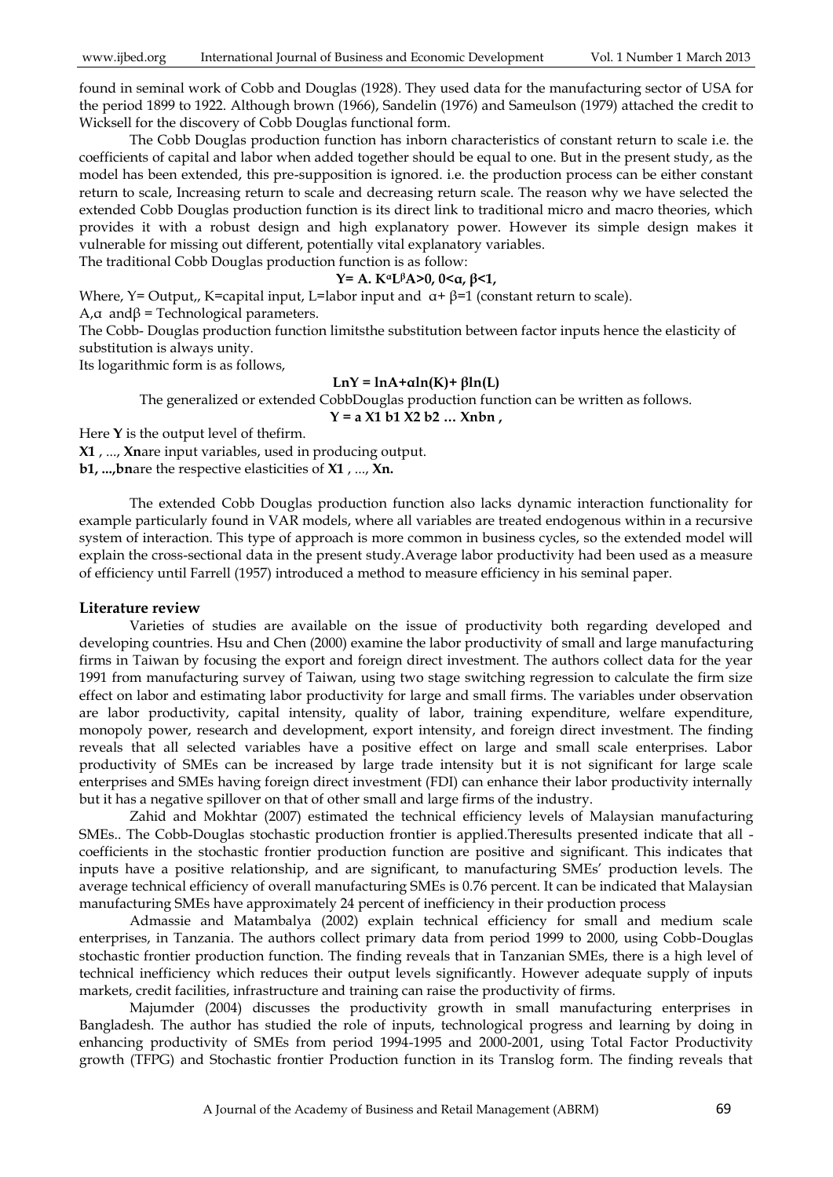found in seminal work of Cobb and Douglas (1928). They used data for the manufacturing sector of USA for the period 1899 to 1922. Although brown (1966), Sandelin (1976) and Sameulson (1979) attached the credit to Wicksell for the discovery of Cobb Douglas functional form.

The Cobb Douglas production function has inborn characteristics of constant return to scale i.e. the coefficients of capital and labor when added together should be equal to one. But in the present study, as the model has been extended, this pre-supposition is ignored. i.e. the production process can be either constant return to scale, Increasing return to scale and decreasing return scale. The reason why we have selected the extended Cobb Douglas production function is its direct link to traditional micro and macro theories, which provides it with a robust design and high explanatory power. However its simple design makes it vulnerable for missing out different, potentially vital explanatory variables.

The traditional Cobb Douglas production function is as follow:

$$Y = A.\ K^{\alpha}L^{\beta} \quad A>0,\ 0<\alpha,\ \beta<1,$$

Where, Y= Output,, K=capital input, L=labor input and $\alpha + \beta = 1$ (constant return to scale).

A, $\alpha$ and $\beta$ = Technological parameters.

The Cobb- Douglas production function limitsthe substitution between factor inputs hence the elasticity of substitution is always unity.

Its logarithmic form is as follows,

$$\ln Y = \ln A + \alpha \ln(K) + \beta \ln(L)$$

The generalized or extended CobbDouglas production function can be written as follows.

$$Y = a\ X_1^{b_1}\ X_2^{b_2} \ldots X_n^{b_n},$$

Here **Y** is the output level of thefirm.

$X_1$, ..., $X_n$ are input variables, used in producing output.

$b_1, \ldots, b_n$ are the respective elasticities of $X_1$, ..., $X_n$.

The extended Cobb Douglas production function also lacks dynamic interaction functionality for example particularly found in VAR models, where all variables are treated endogenous within in a recursive system of interaction. This type of approach is more common in business cycles, so the extended model will explain the cross-sectional data in the present study.Average labor productivity had been used as a measure of efficiency until Farrell (1957) introduced a method to measure efficiency in his seminal paper.

## Literature review

Varieties of studies are available on the issue of productivity both regarding developed and developing countries. Hsu and Chen (2000) examine the labor productivity of small and large manufacturing firms in Taiwan by focusing the export and foreign direct investment. The authors collect data for the year 1991 from manufacturing survey of Taiwan, using two stage switching regression to calculate the firm size effect on labor and estimating labor productivity for large and small firms. The variables under observation are labor productivity, capital intensity, quality of labor, training expenditure, welfare expenditure, monopoly power, research and development, export intensity, and foreign direct investment. The finding reveals that all selected variables have a positive effect on large and small scale enterprises. Labor productivity of SMEs can be increased by large trade intensity but it is not significant for large scale enterprises and SMEs having foreign direct investment (FDI) can enhance their labor productivity internally but it has a negative spillover on that of other small and large firms of the industry.

Zahid and Mokhtar (2007) estimated the technical efficiency levels of Malaysian manufacturing SMEs.. The Cobb-Douglas stochastic production frontier is applied.Theresults presented indicate that all - coefficients in the stochastic frontier production function are positive and significant. This indicates that inputs have a positive relationship, and are significant, to manufacturing SMEs' production levels. The average technical efficiency of overall manufacturing SMEs is 0.76 percent. It can be indicated that Malaysian manufacturing SMEs have approximately 24 percent of inefficiency in their production process

Admassie and Matambalya (2002) explain technical efficiency for small and medium scale enterprises, in Tanzania. The authors collect primary data from period 1999 to 2000, using Cobb-Douglas stochastic frontier production function. The finding reveals that in Tanzanian SMEs, there is a high level of technical inefficiency which reduces their output levels significantly. However adequate supply of inputs markets, credit facilities, infrastructure and training can raise the productivity of firms.

Majumder (2004) discusses the productivity growth in small manufacturing enterprises in Bangladesh. The author has studied the role of inputs, technological progress and learning by doing in enhancing productivity of SMEs from period 1994-1995 and 2000-2001, using Total Factor Productivity growth (TFPG) and Stochastic frontier Production function in its Translog form. The finding reveals that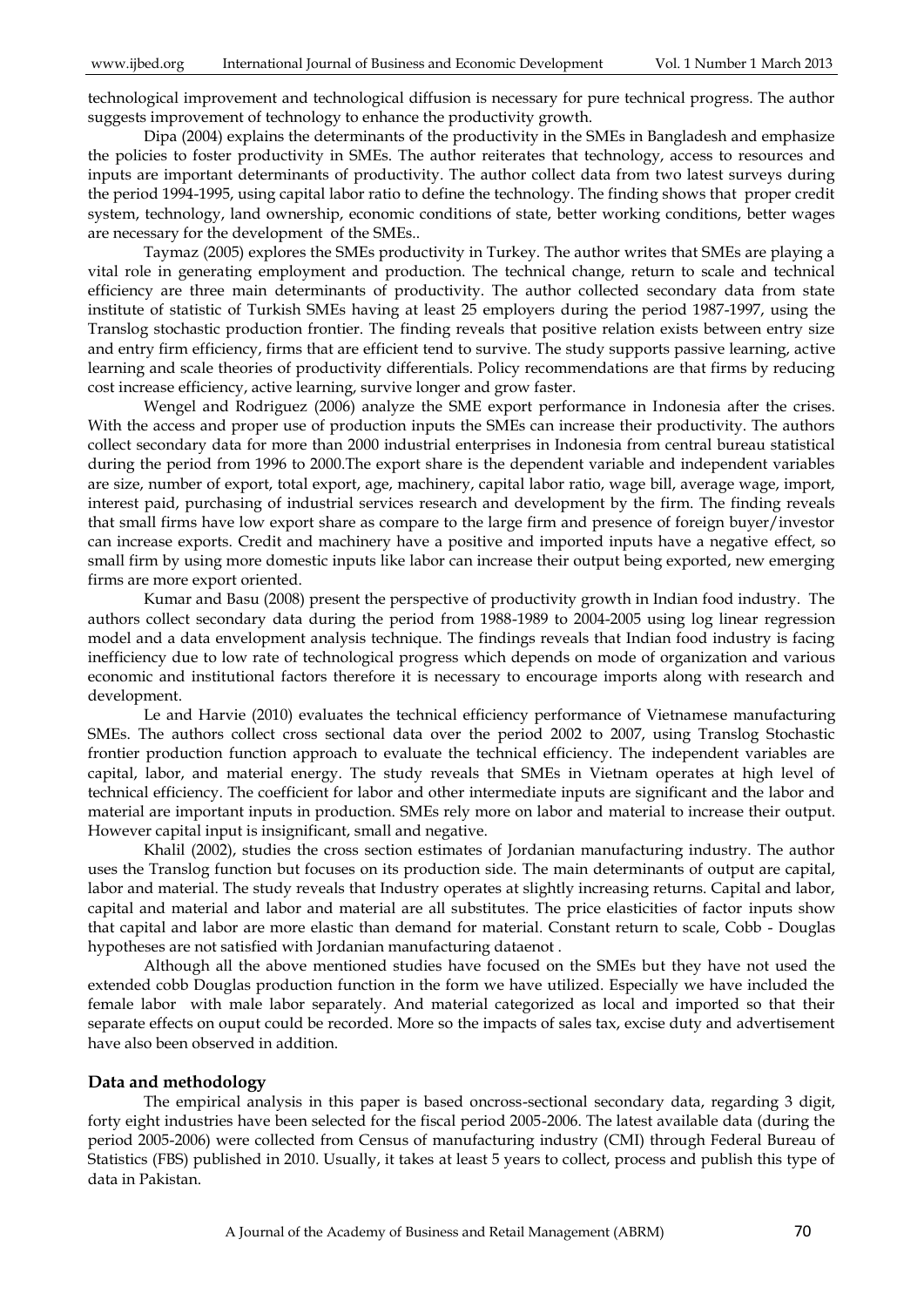technological improvement and technological diffusion is necessary for pure technical progress. The author suggests improvement of technology to enhance the productivity growth.

Dipa (2004) explains the determinants of the productivity in the SMEs in Bangladesh and emphasize the policies to foster productivity in SMEs. The author reiterates that technology, access to resources and inputs are important determinants of productivity. The author collect data from two latest surveys during the period 1994-1995, using capital labor ratio to define the technology. The finding shows that proper credit system, technology, land ownership, economic conditions of state, better working conditions, better wages are necessary for the development of the SMEs..

Taymaz (2005) explores the SMEs productivity in Turkey. The author writes that SMEs are playing a vital role in generating employment and production. The technical change, return to scale and technical efficiency are three main determinants of productivity. The author collected secondary data from state institute of statistic of Turkish SMEs having at least 25 employers during the period 1987-1997, using the Translog stochastic production frontier. The finding reveals that positive relation exists between entry size and entry firm efficiency, firms that are efficient tend to survive. The study supports passive learning, active learning and scale theories of productivity differentials. Policy recommendations are that firms by reducing cost increase efficiency, active learning, survive longer and grow faster.

Wengel and Rodriguez (2006) analyze the SME export performance in Indonesia after the crises. With the access and proper use of production inputs the SMEs can increase their productivity. The authors collect secondary data for more than 2000 industrial enterprises in Indonesia from central bureau statistical during the period from 1996 to 2000.The export share is the dependent variable and independent variables are size, number of export, total export, age, machinery, capital labor ratio, wage bill, average wage, import, interest paid, purchasing of industrial services research and development by the firm. The finding reveals that small firms have low export share as compare to the large firm and presence of foreign buyer/investor can increase exports. Credit and machinery have a positive and imported inputs have a negative effect, so small firm by using more domestic inputs like labor can increase their output being exported, new emerging firms are more export oriented.

Kumar and Basu (2008) present the perspective of productivity growth in Indian food industry. The authors collect secondary data during the period from 1988-1989 to 2004-2005 using log linear regression model and a data envelopment analysis technique. The findings reveals that Indian food industry is facing inefficiency due to low rate of technological progress which depends on mode of organization and various economic and institutional factors therefore it is necessary to encourage imports along with research and development.

Le and Harvie (2010) evaluates the technical efficiency performance of Vietnamese manufacturing SMEs. The authors collect cross sectional data over the period 2002 to 2007, using Translog Stochastic frontier production function approach to evaluate the technical efficiency. The independent variables are capital, labor, and material energy. The study reveals that SMEs in Vietnam operates at high level of technical efficiency. The coefficient for labor and other intermediate inputs are significant and the labor and material are important inputs in production. SMEs rely more on labor and material to increase their output. However capital input is insignificant, small and negative.

Khalil (2002), studies the cross section estimates of Jordanian manufacturing industry. The author uses the Translog function but focuses on its production side. The main determinants of output are capital, labor and material. The study reveals that Industry operates at slightly increasing returns. Capital and labor, capital and material and labor and material are all substitutes. The price elasticities of factor inputs show that capital and labor are more elastic than demand for material. Constant return to scale, Cobb - Douglas hypotheses are not satisfied with Jordanian manufacturing dataenot .

Although all the above mentioned studies have focused on the SMEs but they have not used the extended cobb Douglas production function in the form we have utilized. Especially we have included the female labor with male labor separately. And material categorized as local and imported so that their separate effects on ouput could be recorded. More so the impacts of sales tax, excise duty and advertisement have also been observed in addition.

## Data and methodology

The empirical analysis in this paper is based oncross-sectional secondary data, regarding 3 digit, forty eight industries have been selected for the fiscal period 2005-2006. The latest available data (during the period 2005-2006) were collected from Census of manufacturing industry (CMI) through Federal Bureau of Statistics (FBS) published in 2010. Usually, it takes at least 5 years to collect, process and publish this type of data in Pakistan.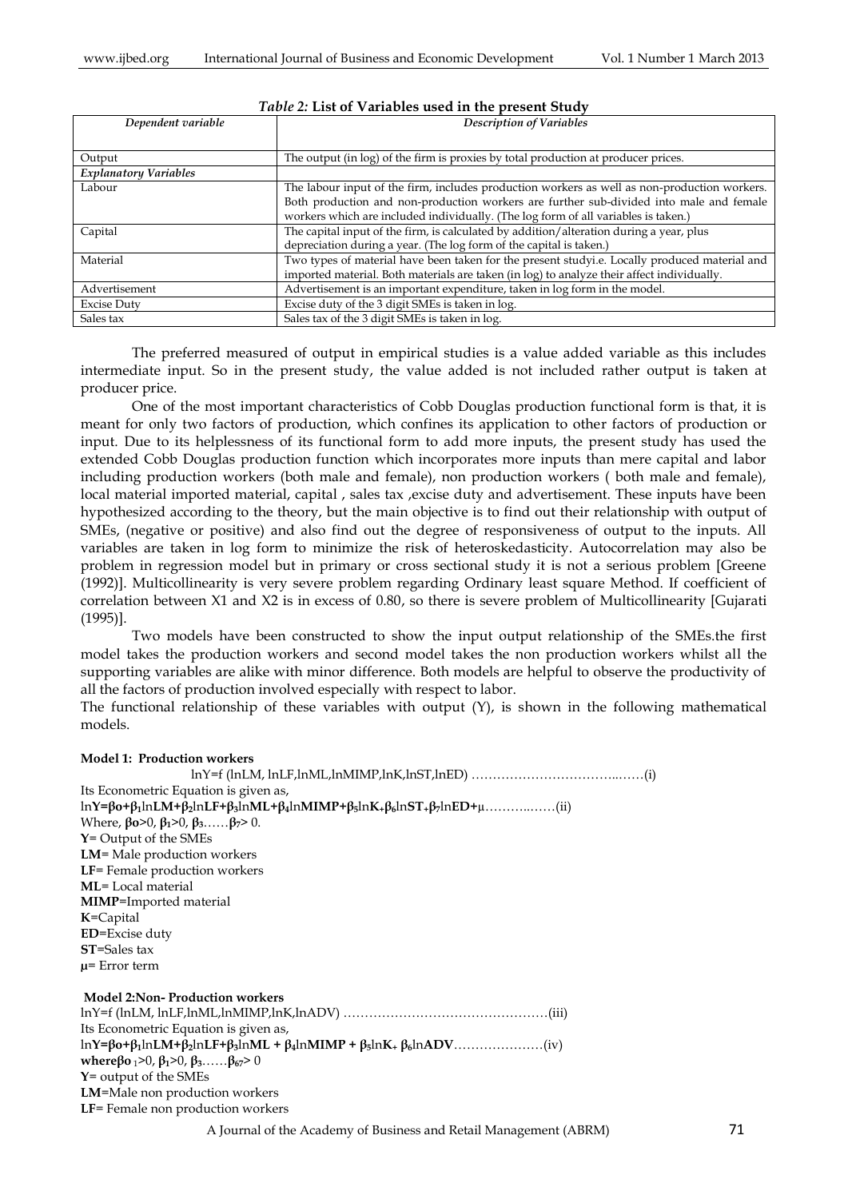*Table 2:* **List of Variables used in the present Study**

| *Dependent variable* | *Description of Variables* |
|---|---|
| Output | The output (in log) of the firm is proxies by total production at producer prices. |
| *Explanatory Variables* | |
| Labour | The labour input of the firm, includes production workers as well as non-production workers. Both production and non-production workers are further sub-divided into male and female workers which are included individually. (The log form of all variables is taken.) |
| Capital | The capital input of the firm, is calculated by addition/alteration during a year, plus depreciation during a year. (The log form of the capital is taken.) |
| Material | Two types of material have been taken for the present studyi.e. Locally produced material and imported material. Both materials are taken (in log) to analyze their affect individually. |
| Advertisement | Advertisement is an important expenditure, taken in log form in the model. |
| Excise Duty | Excise duty of the 3 digit SMEs is taken in log. |
| Sales tax | Sales tax of the 3 digit SMEs is taken in log. |

The preferred measured of output in empirical studies is a value added variable as this includes intermediate input. So in the present study, the value added is not included rather output is taken at producer price.

One of the most important characteristics of Cobb Douglas production functional form is that, it is meant for only two factors of production, which confines its application to other factors of production or input. Due to its helplessness of its functional form to add more inputs, the present study has used the extended Cobb Douglas production function which incorporates more inputs than mere capital and labor including production workers (both male and female), non production workers ( both male and female), local material imported material, capital , sales tax ,excise duty and advertisement. These inputs have been hypothesized according to the theory, but the main objective is to find out their relationship with output of SMEs, (negative or positive) and also find out the degree of responsiveness of output to the inputs. All variables are taken in log form to minimize the risk of heteroskedasticity. Autocorrelation may also be problem in regression model but in primary or cross sectional study it is not a serious problem [Greene (1992)]. Multicollinearity is very severe problem regarding Ordinary least square Method. If coefficient of correlation between X1 and X2 is in excess of 0.80, so there is severe problem of Multicollinearity [Gujarati (1995)].

Two models have been constructed to show the input output relationship of the SMEs.the first model takes the production workers and second model takes the non production workers whilst all the supporting variables are alike with minor difference. Both models are helpful to observe the productivity of all the factors of production involved especially with respect to labor.

The functional relationship of these variables with output (Y), is shown in the following mathematical models.

**Model 1: Production workers**

$$\ln Y = f(\ln LM, \ln LF, \ln ML, \ln MIMP, \ln K, \ln ST, \ln ED) \quad \text{……(i)}$$

Its Econometric Equation is given as,

$$\ln \mathbf{Y} = \beta_0 + \beta_1 \ln \mathbf{LM} + \beta_2 \ln \mathbf{LF} + \beta_3 \ln \mathbf{ML} + \beta_4 \ln \mathbf{MIMP} + \beta_5 \ln \mathbf{K} + \beta_6 \ln \mathbf{ST} + \beta_7 \ln \mathbf{ED} + \mu \quad \text{……(ii)}$$

Where, $\beta_0 > 0$, $\beta_1 > 0$, $\beta_3 \ldots\ldots \beta_7 > 0$.

**Y**= Output of the SMEs

**LM**= Male production workers

**LF**= Female production workers

**ML**= Local material

**MIMP**=Imported material

**K**=Capital

**ED**=Excise duty

**ST**=Sales tax

**μ**= Error term

**Model 2:Non- Production workers**

$$\ln Y = f(\ln LM, \ln LF, \ln ML, \ln MIMP, \ln K, \ln ADV) \quad \text{……(iii)}$$

Its Econometric Equation is given as,

$$\ln \mathbf{Y} = \beta_0 + \beta_1 \ln \mathbf{LM} + \beta_2 \ln \mathbf{LF} + \beta_3 \ln \mathbf{ML} + \beta_4 \ln \mathbf{MIMP} + \beta_5 \ln \mathbf{K} + \beta_6 \ln \mathbf{ADV} \quad \text{……(iv)}$$

**where** $\beta_{0\,1} > 0$, $\beta_1 > 0$, $\beta_3 \ldots\ldots \beta_{67} > 0$

**Y**= output of the SMEs

**LM**=Male non production workers

**LF**= Female non production workers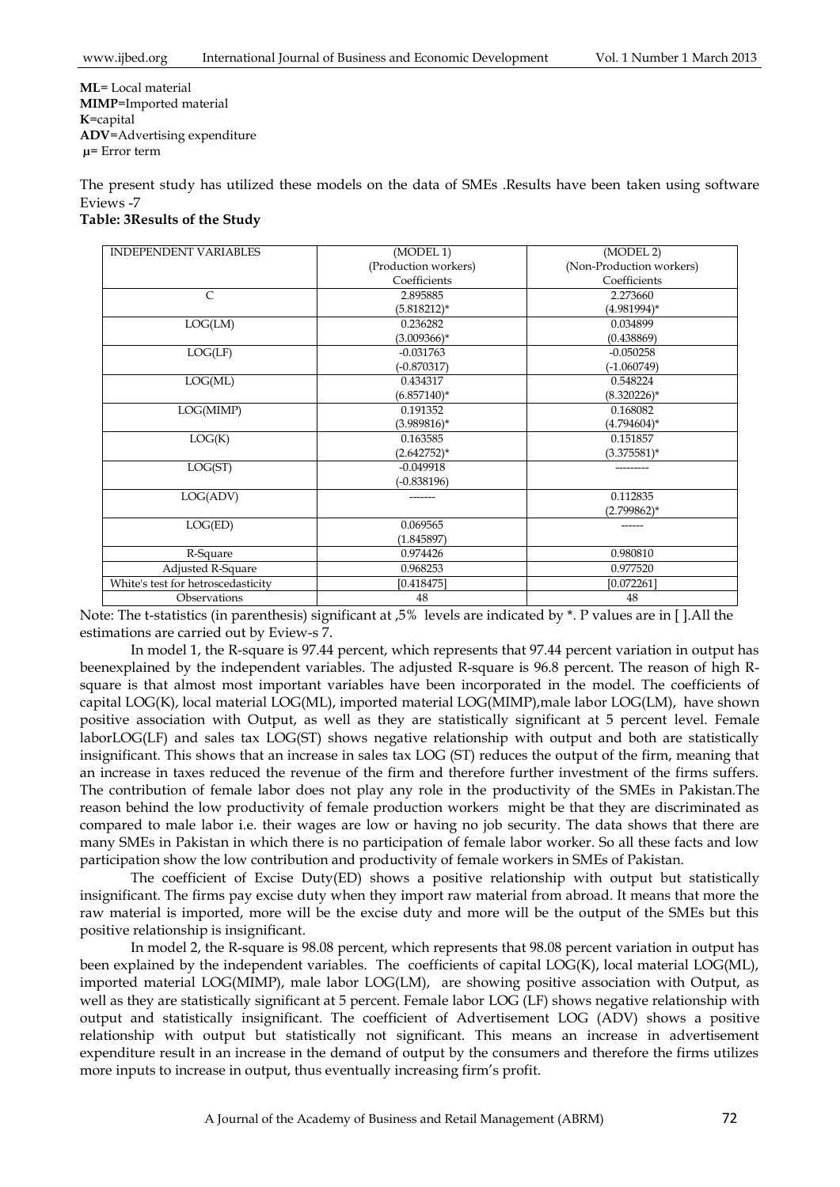**ML**= Local material  
**MIMP**=Imported material  
**K**=capital  
**ADV**=Advertising expenditure  
**μ**= Error term

The present study has utilized these models on the data of SMEs .Results have been taken using software Eviews -7

**Table: 3Results of the Study**

| INDEPENDENT VARIABLES | (MODEL 1) (Production workers) Coefficients | (MODEL 2) (Non-Production workers) Coefficients |
|---|---|---|
| C | 2.895885 (5.818212)* | 2.273660 (4.981994)* |
| LOG(LM) | 0.236282 (3.009366)* | 0.034899 (0.438869) |
| LOG(LF) | -0.031763 (-0.870317) | -0.050258 (-1.060749) |
| LOG(ML) | 0.434317 (6.857140)* | 0.548224 (8.320226)* |
| LOG(MIMP) | 0.191352 (3.989816)* | 0.168082 (4.794604)* |
| LOG(K) | 0.163585 (2.642752)* | 0.151857 (3.375581)* |
| LOG(ST) | -0.049918 (-0.838196) | --------- |
| LOG(ADV) | ------- | 0.112835 (2.799862)* |
| LOG(ED) | 0.069565 (1.845897) | ------ |
| R-Square | 0.974426 | 0.980810 |
| Adjusted R-Square | 0.968253 | 0.977520 |
| White's test for hetroscedasticity | [0.418475] | [0.072261] |
| Observations | 48 | 48 |

Note: The t-statistics (in parenthesis) significant at ,5% levels are indicated by *. P values are in [ ].All the estimations are carried out by Eview-s 7.

In model 1, the R-square is 97.44 percent, which represents that 97.44 percent variation in output has beenexplained by the independent variables. The adjusted R-square is 96.8 percent. The reason of high R-square is that almost most important variables have been incorporated in the model. The coefficients of capital LOG(K), local material LOG(ML), imported material LOG(MIMP),male labor LOG(LM), have shown positive association with Output, as well as they are statistically significant at 5 percent level. Female laborLOG(LF) and sales tax LOG(ST) shows negative relationship with output and both are statistically insignificant. This shows that an increase in sales tax LOG (ST) reduces the output of the firm, meaning that an increase in taxes reduced the revenue of the firm and therefore further investment of the firms suffers. The contribution of female labor does not play any role in the productivity of the SMEs in Pakistan.The reason behind the low productivity of female production workers might be that they are discriminated as compared to male labor i.e. their wages are low or having no job security. The data shows that there are many SMEs in Pakistan in which there is no participation of female labor worker. So all these facts and low participation show the low contribution and productivity of female workers in SMEs of Pakistan.

The coefficient of Excise Duty(ED) shows a positive relationship with output but statistically insignificant. The firms pay excise duty when they import raw material from abroad. It means that more the raw material is imported, more will be the excise duty and more will be the output of the SMEs but this positive relationship is insignificant.

In model 2, the R-square is 98.08 percent, which represents that 98.08 percent variation in output has been explained by the independent variables. The coefficients of capital LOG(K), local material LOG(ML), imported material LOG(MIMP), male labor LOG(LM), are showing positive association with Output, as well as they are statistically significant at 5 percent. Female labor LOG (LF) shows negative relationship with output and statistically insignificant. The coefficient of Advertisement LOG (ADV) shows a positive relationship with output but statistically not significant. This means an increase in advertisement expenditure result in an increase in the demand of output by the consumers and therefore the firms utilizes more inputs to increase in output, thus eventually increasing firm's profit.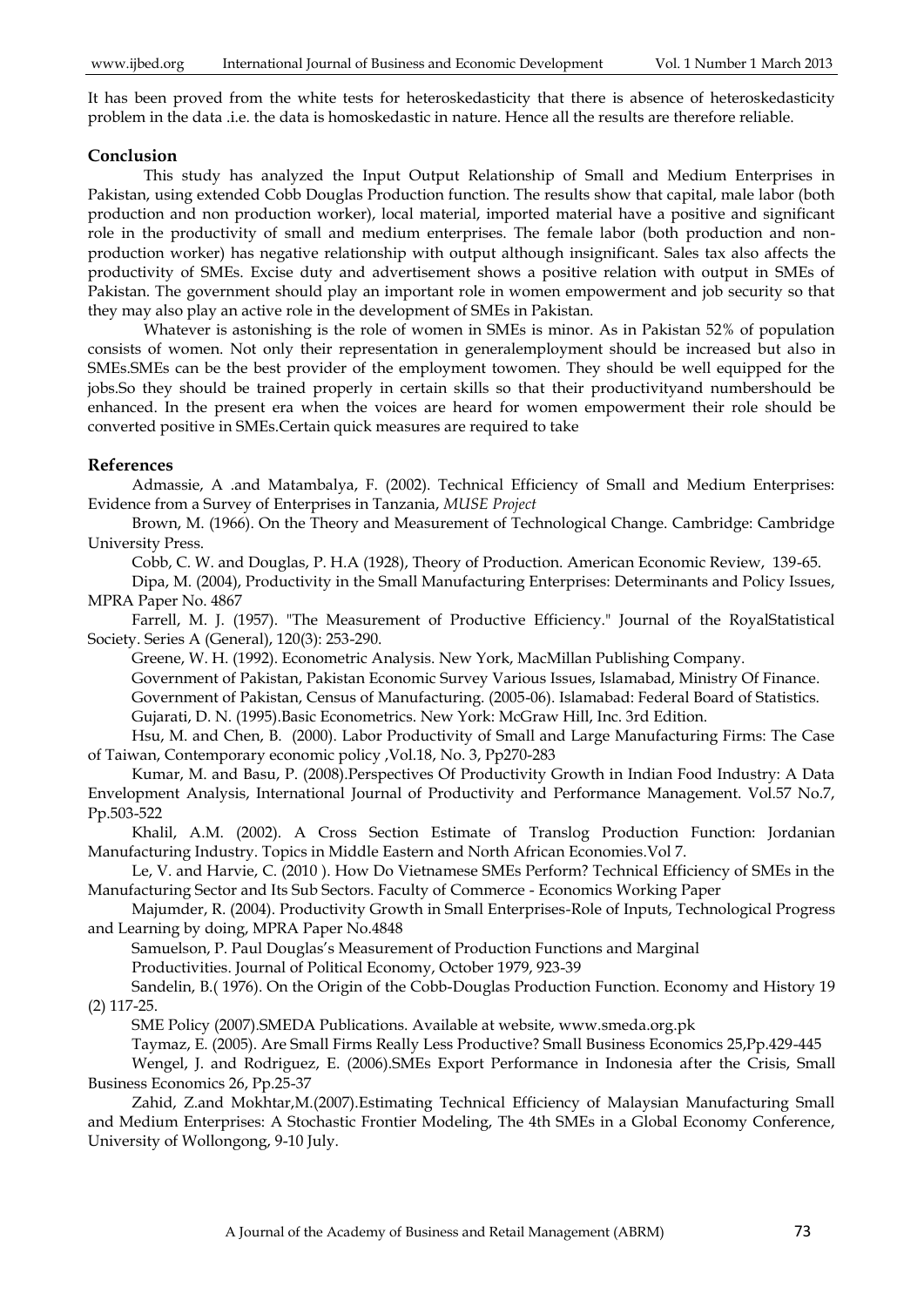It has been proved from the white tests for heteroskedasticity that there is absence of heteroskedasticity problem in the data .i.e. the data is homoskedastic in nature. Hence all the results are therefore reliable.

## Conclusion

This study has analyzed the Input Output Relationship of Small and Medium Enterprises in Pakistan, using extended Cobb Douglas Production function. The results show that capital, male labor (both production and non production worker), local material, imported material have a positive and significant role in the productivity of small and medium enterprises. The female labor (both production and non-production worker) has negative relationship with output although insignificant. Sales tax also affects the productivity of SMEs. Excise duty and advertisement shows a positive relation with output in SMEs of Pakistan. The government should play an important role in women empowerment and job security so that they may also play an active role in the development of SMEs in Pakistan.

Whatever is astonishing is the role of women in SMEs is minor. As in Pakistan 52% of population consists of women. Not only their representation in generalemployment should be increased but also in SMEs.SMEs can be the best provider of the employment towomen. They should be well equipped for the jobs.So they should be trained properly in certain skills so that their productivityand numbershould be enhanced. In the present era when the voices are heard for women empowerment their role should be converted positive in SMEs.Certain quick measures are required to take

## References

Admassie, A .and Matambalya, F. (2002). Technical Efficiency of Small and Medium Enterprises: Evidence from a Survey of Enterprises in Tanzania, *MUSE Project*

Brown, M. (1966). On the Theory and Measurement of Technological Change. Cambridge: Cambridge University Press.

Cobb, C. W. and Douglas, P. H.A (1928), Theory of Production. American Economic Review, 139-65.

Dipa, M. (2004), Productivity in the Small Manufacturing Enterprises: Determinants and Policy Issues, MPRA Paper No. 4867

Farrell, M. J. (1957). "The Measurement of Productive Efficiency." Journal of the RoyalStatistical Society. Series A (General), 120(3): 253-290.

Greene, W. H. (1992). Econometric Analysis. New York, MacMillan Publishing Company.

Government of Pakistan, Pakistan Economic Survey Various Issues, Islamabad, Ministry Of Finance.

Government of Pakistan, Census of Manufacturing. (2005-06). Islamabad: Federal Board of Statistics.

Gujarati, D. N. (1995).Basic Econometrics. New York: McGraw Hill, Inc. 3rd Edition.

Hsu, M. and Chen, B. (2000). Labor Productivity of Small and Large Manufacturing Firms: The Case of Taiwan, Contemporary economic policy ,Vol.18, No. 3, Pp270-283

Kumar, M. and Basu, P. (2008).Perspectives Of Productivity Growth in Indian Food Industry: A Data Envelopment Analysis, International Journal of Productivity and Performance Management. Vol.57 No.7, Pp.503-522

Khalil, A.M. (2002). A Cross Section Estimate of Translog Production Function: Jordanian Manufacturing Industry. Topics in Middle Eastern and North African Economies.Vol 7.

Le, V. and Harvie, C. (2010 ). How Do Vietnamese SMEs Perform? Technical Efficiency of SMEs in the Manufacturing Sector and Its Sub Sectors. Faculty of Commerce - Economics Working Paper

Majumder, R. (2004). Productivity Growth in Small Enterprises-Role of Inputs, Technological Progress and Learning by doing, MPRA Paper No.4848

Samuelson, P. Paul Douglas's Measurement of Production Functions and Marginal Productivities. Journal of Political Economy, October 1979, 923-39

Sandelin, B.( 1976). On the Origin of the Cobb-Douglas Production Function. Economy and History 19 (2) 117-25.

SME Policy (2007).SMEDA Publications. Available at website, www.smeda.org.pk

Taymaz, E. (2005). Are Small Firms Really Less Productive? Small Business Economics 25,Pp.429-445

Wengel, J. and Rodriguez, E. (2006).SMEs Export Performance in Indonesia after the Crisis, Small Business Economics 26, Pp.25-37

Zahid, Z.and Mokhtar,M.(2007).Estimating Technical Efficiency of Malaysian Manufacturing Small and Medium Enterprises: A Stochastic Frontier Modeling, The 4th SMEs in a Global Economy Conference, University of Wollongong, 9-10 July.